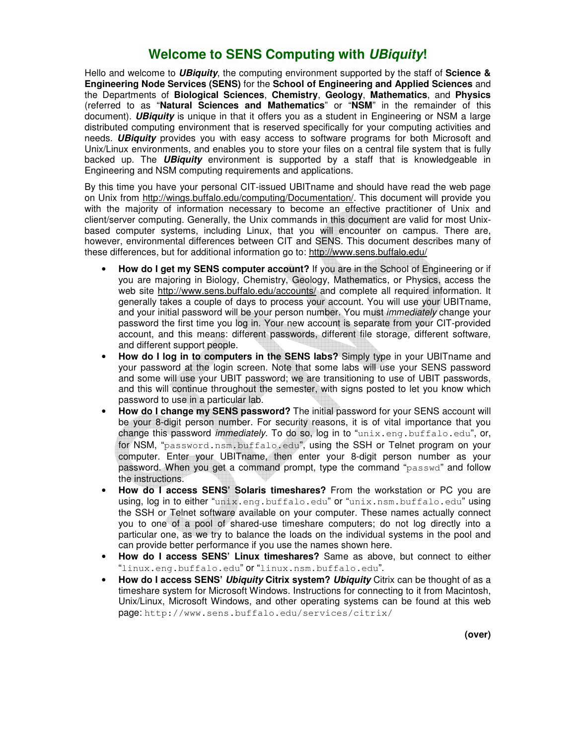# Welcome to SENS Computing with ***UBiquity***!

Hello and welcome to ***UBiquity***, the computing environment supported by the staff of **Science & Engineering Node Services (SENS)** for the **School of Engineering and Applied Sciences** and the Departments of **Biological Sciences**, **Chemistry**, **Geology**, **Mathematics**, and **Physics** (referred to as "**Natural Sciences and Mathematics**" or "**NSM**" in the remainder of this document). ***UBiquity*** is unique in that it offers you as a student in Engineering or NSM a large distributed computing environment that is reserved specifically for your computing activities and needs. ***UBiquity*** provides you with easy access to software programs for both Microsoft and Unix/Linux environments, and enables you to store your files on a central file system that is fully backed up. The ***UBiquity*** environment is supported by a staff that is knowledgeable in Engineering and NSM computing requirements and applications.

By this time you have your personal CIT-issued UBITname and should have read the web page on Unix from http://wings.buffalo.edu/computing/Documentation/. This document will provide you with the majority of information necessary to become an effective practitioner of Unix and client/server computing. Generally, the Unix commands in this document are valid for most Unix-based computer systems, including Linux, that you will encounter on campus. There are, however, environmental differences between CIT and SENS. This document describes many of these differences, but for additional information go to: http://www.sens.buffalo.edu/

- **How do I get my SENS computer account?** If you are in the School of Engineering or if you are majoring in Biology, Chemistry, Geology, Mathematics, or Physics, access the web site http://www.sens.buffalo.edu/accounts/ and complete all required information. It generally takes a couple of days to process your account. You will use your UBITname, and your initial password will be your person number. You must *immediately* change your password the first time you log in. Your new account is separate from your CIT-provided account, and this means: different passwords, different file storage, different software, and different support people.
- **How do I log in to computers in the SENS labs?** Simply type in your UBITname and your password at the login screen. Note that some labs will use your SENS password and some will use your UBIT password; we are transitioning to use of UBIT passwords, and this will continue throughout the semester, with signs posted to let you know which password to use in a particular lab.
- **How do I change my SENS password?** The initial password for your SENS account will be your 8-digit person number. For security reasons, it is of vital importance that you change this password *immediately*. To do so, log in to "`unix.eng.buffalo.edu`", or, for NSM, "`password.nsm.buffalo.edu`", using the SSH or Telnet program on your computer. Enter your UBITname, then enter your 8-digit person number as your password. When you get a command prompt, type the command "`passwd`" and follow the instructions.
- **How do I access SENS' Solaris timeshares?** From the workstation or PC you are using, log in to either "`unix.eng.buffalo.edu`" or "`unix.nsm.buffalo.edu`" using the SSH or Telnet software available on your computer. These names actually connect you to one of a pool of shared-use timeshare computers; do not log directly into a particular one, as we try to balance the loads on the individual systems in the pool and can provide better performance if you use the names shown here.
- **How do I access SENS' Linux timeshares?** Same as above, but connect to either "`linux.eng.buffalo.edu`" or "`linux.nsm.buffalo.edu`".
- **How do I access SENS' *Ubiquity* Citrix system?** ***Ubiquity*** Citrix can be thought of as a timeshare system for Microsoft Windows. Instructions for connecting to it from Macintosh, Unix/Linux, Microsoft Windows, and other operating systems can be found at this web page: `http://www.sens.buffalo.edu/services/citrix/`

**(over)**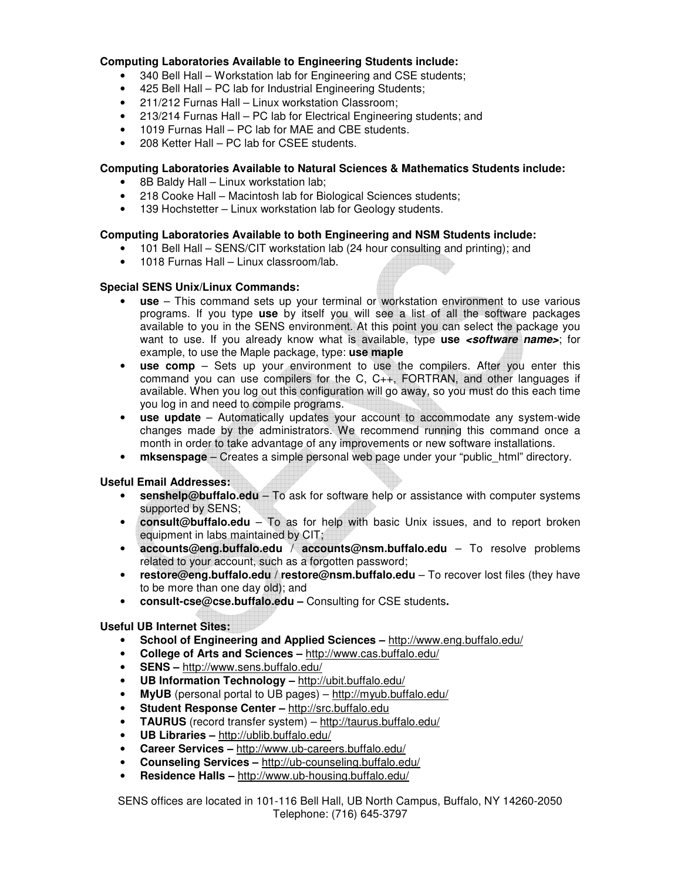**Computing Laboratories Available to Engineering Students include:**

- 340 Bell Hall – Workstation lab for Engineering and CSE students;
- 425 Bell Hall – PC lab for Industrial Engineering Students;
- 211/212 Furnas Hall – Linux workstation Classroom;
- 213/214 Furnas Hall – PC lab for Electrical Engineering students; and
- 1019 Furnas Hall – PC lab for MAE and CBE students.
- 208 Ketter Hall – PC lab for CSEE students.

**Computing Laboratories Available to Natural Sciences & Mathematics Students include:**

- 8B Baldy Hall – Linux workstation lab;
- 218 Cooke Hall – Macintosh lab for Biological Sciences students;
- 139 Hochstetter – Linux workstation lab for Geology students.

**Computing Laboratories Available to both Engineering and NSM Students include:**

- 101 Bell Hall – SENS/CIT workstation lab (24 hour consulting and printing); and
- 1018 Furnas Hall – Linux classroom/lab.

**Special SENS Unix/Linux Commands:**

- **use** – This command sets up your terminal or workstation environment to use various programs. If you type **use** by itself you will see a list of all the software packages available to you in the SENS environment. At this point you can select the package you want to use. If you already know what is available, type **use *<software name>***; for example, to use the Maple package, type: **use maple**
- **use comp** – Sets up your environment to use the compilers. After you enter this command you can use compilers for the C, C++, FORTRAN, and other languages if available. When you log out this configuration will go away, so you must do this each time you log in and need to compile programs.
- **use update** – Automatically updates your account to accommodate any system-wide changes made by the administrators. We recommend running this command once a month in order to take advantage of any improvements or new software installations.
- **mksenspage** – Creates a simple personal web page under your "public_html" directory.

**Useful Email Addresses:**

- **senshelp@buffalo.edu** – To ask for software help or assistance with computer systems supported by SENS;
- **consult@buffalo.edu** – To as for help with basic Unix issues, and to report broken equipment in labs maintained by CIT;
- **accounts@eng.buffalo.edu** / **accounts@nsm.buffalo.edu** – To resolve problems related to your account, such as a forgotten password;
- **restore@eng.buffalo.edu** / **restore@nsm.buffalo.edu** – To recover lost files (they have to be more than one day old); and
- **consult-cse@cse.buffalo.edu –** Consulting for CSE students**.**

**Useful UB Internet Sites:**

- **School of Engineering and Applied Sciences –** http://www.eng.buffalo.edu/
- **College of Arts and Sciences –** http://www.cas.buffalo.edu/
- **SENS –** http://www.sens.buffalo.edu/
- **UB Information Technology –** http://ubit.buffalo.edu/
- **MyUB** (personal portal to UB pages) – http://myub.buffalo.edu/
- **Student Response Center –** http://src.buffalo.edu
- **TAURUS** (record transfer system) – http://taurus.buffalo.edu/
- **UB Libraries –** http://ublib.buffalo.edu/
- **Career Services –** http://www.ub-careers.buffalo.edu/
- **Counseling Services –** http://ub-counseling.buffalo.edu/
- **Residence Halls –** http://www.ub-housing.buffalo.edu/

SENS offices are located in 101-116 Bell Hall, UB North Campus, Buffalo, NY 14260-2050
Telephone: (716) 645-3797